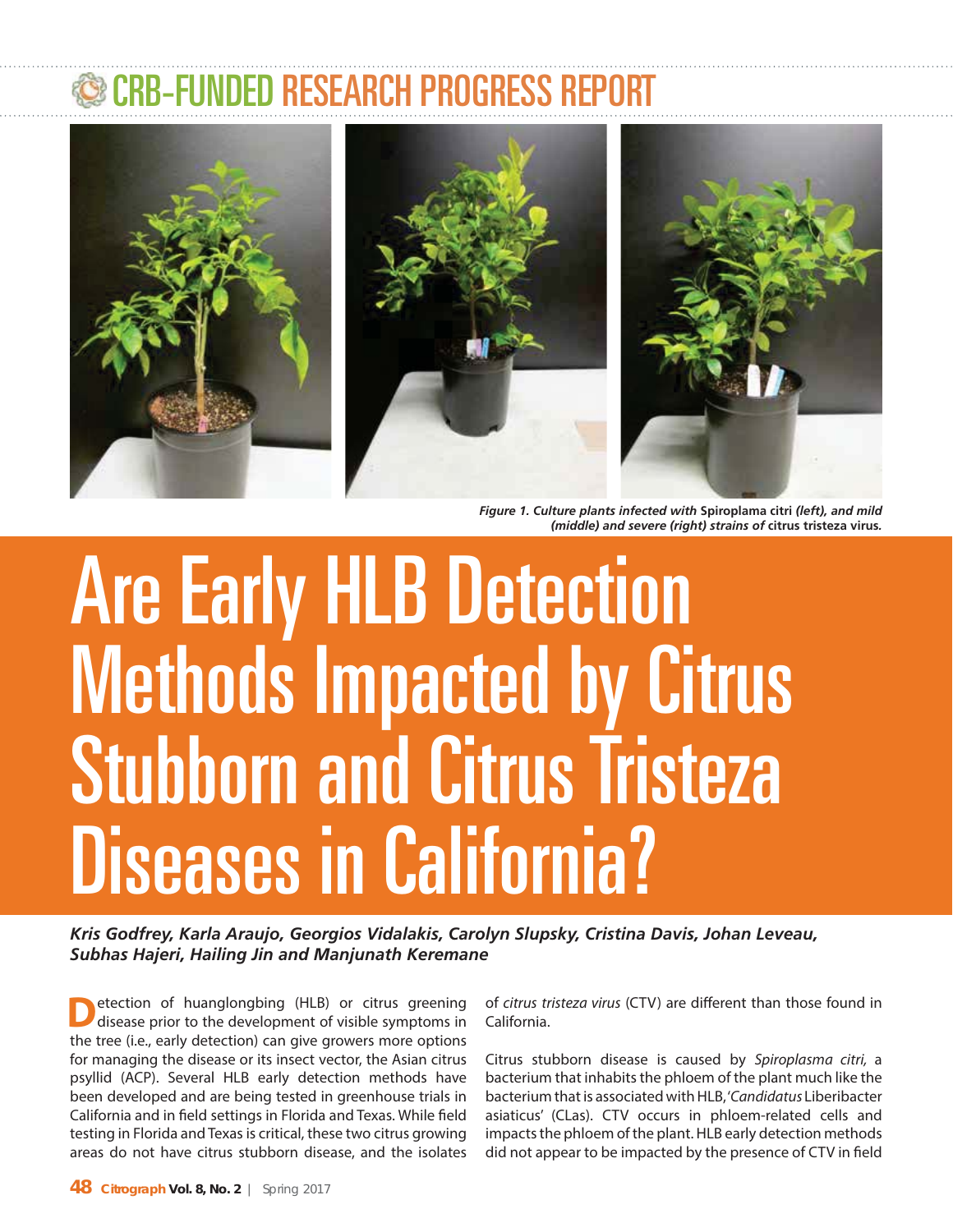# CRB-FUNDED RESEARCH PROGRESS REPORT

*Figure 1. Culture plants infected with* **Spiroplama citri** *(left), and mild (middle) and severe (right) strains of* **citrus tristeza virus.**

# Are Early HLB Detection Methods Impacted by Citrus Stubborn and Citrus Tristeza Diseases in California?

***Kris Godfrey, Karla Araujo, Georgios Vidalakis, Carolyn Slupsky, Cristina Davis, Johan Leveau, Subhas Hajeri, Hailing Jin and Manjunath Keremane***

Detection of huanglongbing (HLB) or citrus greening disease prior to the development of visible symptoms in the tree (i.e., early detection) can give growers more options for managing the disease or its insect vector, the Asian citrus psyllid (ACP). Several HLB early detection methods have been developed and are being tested in greenhouse trials in California and in field settings in Florida and Texas. While field testing in Florida and Texas is critical, these two citrus growing areas do not have citrus stubborn disease, and the isolates of *citrus tristeza virus* (CTV) are different than those found in California.

Citrus stubborn disease is caused by *Spiroplasma citri,* a bacterium that inhabits the phloem of the plant much like the bacterium that is associated with HLB, '*Candidatus* Liberibacter asiaticus' (CLas). CTV occurs in phloem-related cells and impacts the phloem of the plant. HLB early detection methods did not appear to be impacted by the presence of CTV in field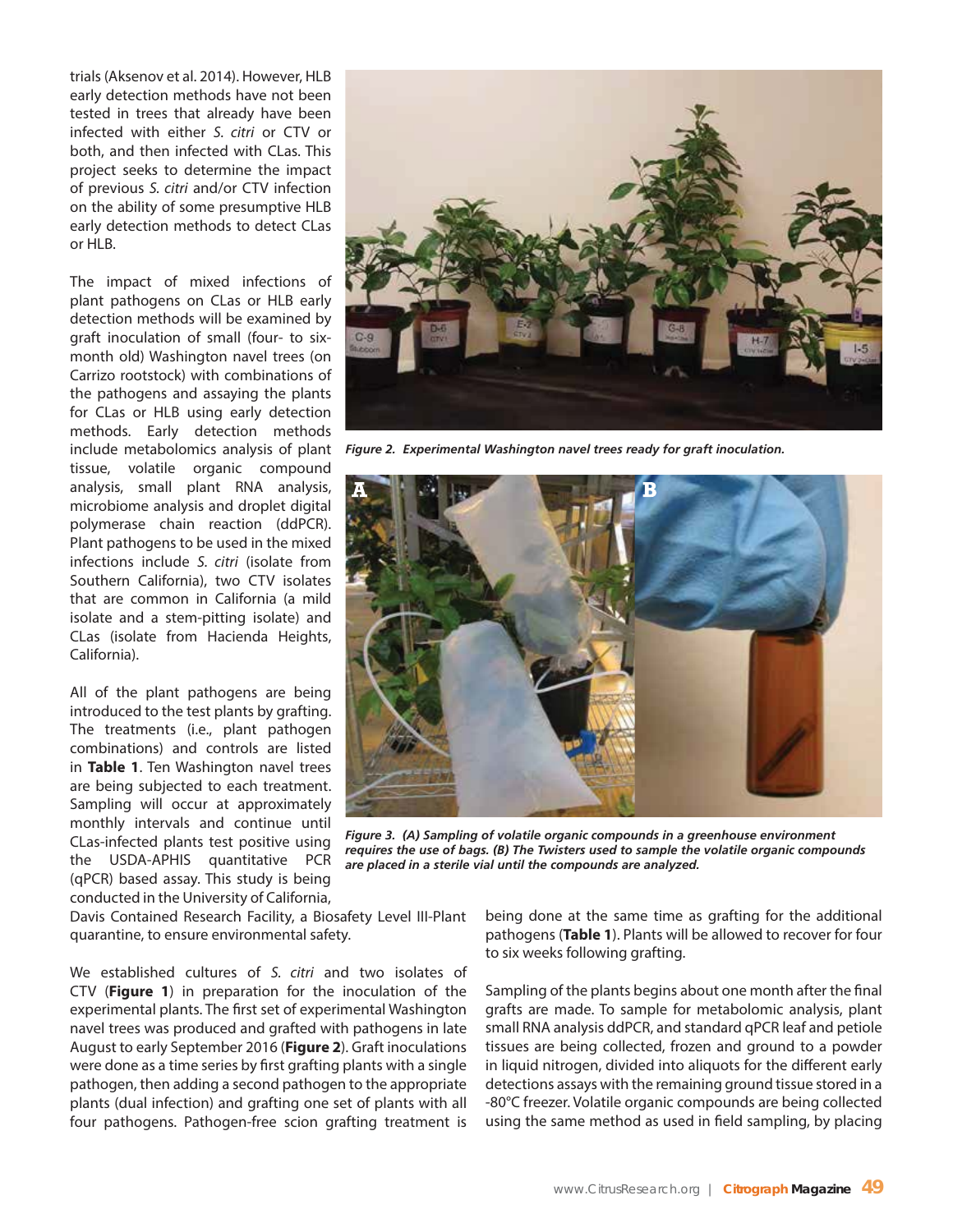trials (Aksenov et al. 2014). However, HLB early detection methods have not been tested in trees that already have been infected with either *S. citri* or CTV or both, and then infected with CLas. This project seeks to determine the impact of previous *S. citri* and/or CTV infection on the ability of some presumptive HLB early detection methods to detect CLas or HLB.

The impact of mixed infections of plant pathogens on CLas or HLB early detection methods will be examined by graft inoculation of small (four- to six-month old) Washington navel trees (on Carrizo rootstock) with combinations of the pathogens and assaying the plants for CLas or HLB using early detection methods. Early detection methods include metabolomics analysis of plant tissue, volatile organic compound analysis, small plant RNA analysis, microbiome analysis and droplet digital polymerase chain reaction (ddPCR). Plant pathogens to be used in the mixed infections include *S. citri* (isolate from Southern California), two CTV isolates that are common in California (a mild isolate and a stem-pitting isolate) and CLas (isolate from Hacienda Heights, California).

All of the plant pathogens are being introduced to the test plants by grafting. The treatments (i.e., plant pathogen combinations) and controls are listed in **Table 1**. Ten Washington navel trees are being subjected to each treatment. Sampling will occur at approximately monthly intervals and continue until CLas-infected plants test positive using the USDA-APHIS quantitative PCR (qPCR) based assay. This study is being conducted in the University of California, Davis Contained Research Facility, a Biosafety Level III-Plant quarantine, to ensure environmental safety.

*Figure 2. Experimental Washington navel trees ready for graft inoculation.*

*Figure 3. (A) Sampling of volatile organic compounds in a greenhouse environment requires the use of bags. (B) The Twisters used to sample the volatile organic compounds are placed in a sterile vial until the compounds are analyzed.*

We established cultures of *S. citri* and two isolates of CTV (**Figure 1**) in preparation for the inoculation of the experimental plants. The first set of experimental Washington navel trees was produced and grafted with pathogens in late August to early September 2016 (**Figure 2**). Graft inoculations were done as a time series by first grafting plants with a single pathogen, then adding a second pathogen to the appropriate plants (dual infection) and grafting one set of plants with all four pathogens. Pathogen-free scion grafting treatment is being done at the same time as grafting for the additional pathogens (**Table 1**). Plants will be allowed to recover for four to six weeks following grafting.

Sampling of the plants begins about one month after the final grafts are made. To sample for metabolomic analysis, plant small RNA analysis ddPCR, and standard qPCR leaf and petiole tissues are being collected, frozen and ground to a powder in liquid nitrogen, divided into aliquots for the different early detections assays with the remaining ground tissue stored in a -80°C freezer. Volatile organic compounds are being collected using the same method as used in field sampling, by placing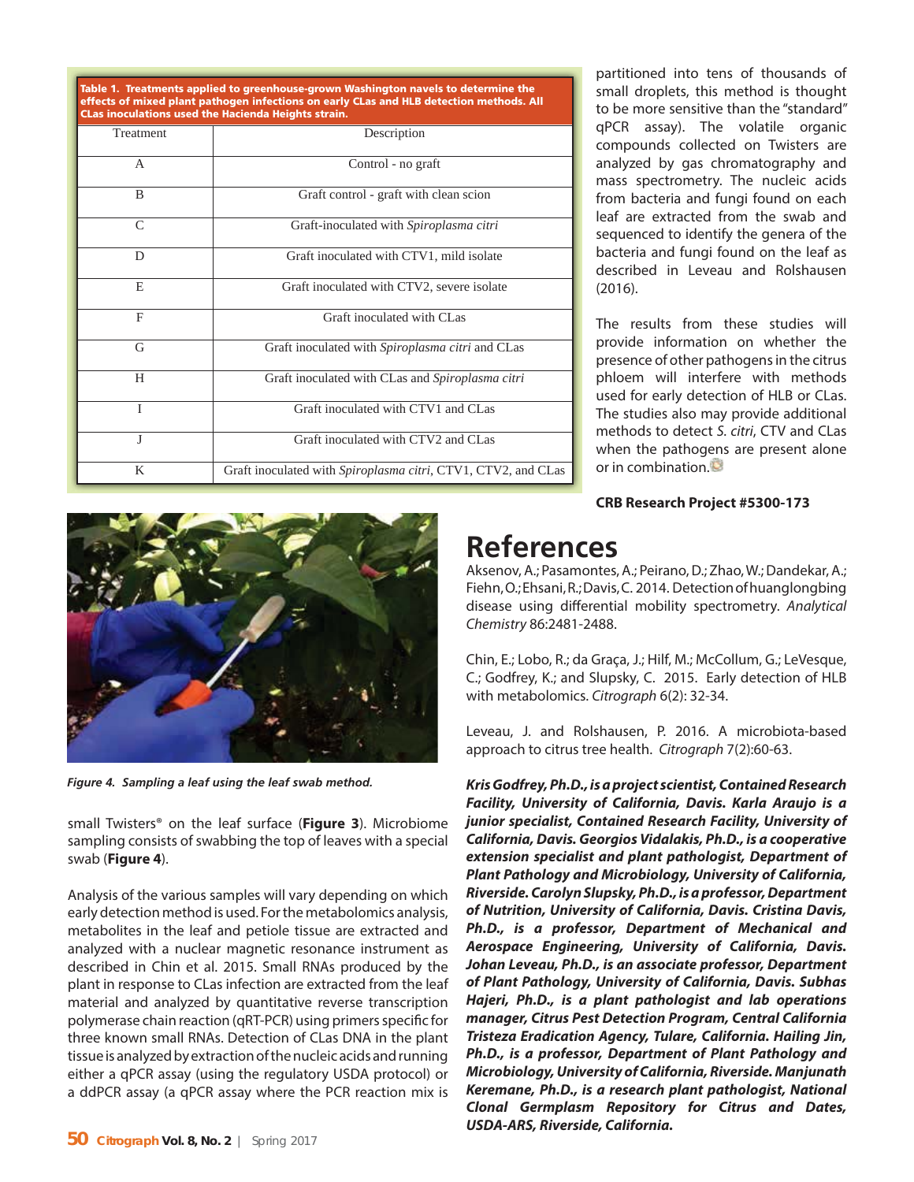**Table 1. Treatments applied to greenhouse-grown Washington navels to determine the effects of mixed plant pathogen infections on early CLas and HLB detection methods. All CLas inoculations used the Hacienda Heights strain.**

| Treatment | Description |
|---|---|
| A | Control - no graft |
| B | Graft control - graft with clean scion |
| C | Graft-inoculated with *Spiroplasma citri* |
| D | Graft inoculated with CTV1, mild isolate |
| E | Graft inoculated with CTV2, severe isolate |
| F | Graft inoculated with CLas |
| G | Graft inoculated with *Spiroplasma citri* and CLas |
| H | Graft inoculated with CLas and *Spiroplasma citri* |
| I | Graft inoculated with CTV1 and CLas |
| J | Graft inoculated with CTV2 and CLas |
| K | Graft inoculated with *Spiroplasma citri*, CTV1, CTV2, and CLas |

*Figure 4. Sampling a leaf using the leaf swab method.*

small Twisters® on the leaf surface (**Figure 3**). Microbiome sampling consists of swabbing the top of leaves with a special swab (**Figure 4**).

Analysis of the various samples will vary depending on which early detection method is used. For the metabolomics analysis, metabolites in the leaf and petiole tissue are extracted and analyzed with a nuclear magnetic resonance instrument as described in Chin et al. 2015. Small RNAs produced by the plant in response to CLas infection are extracted from the leaf material and analyzed by quantitative reverse transcription polymerase chain reaction (qRT-PCR) using primers specific for three known small RNAs. Detection of CLas DNA in the plant tissue is analyzed by extraction of the nucleic acids and running either a qPCR assay (using the regulatory USDA protocol) or a ddPCR assay (a qPCR assay where the PCR reaction mix is partitioned into tens of thousands of small droplets, this method is thought to be more sensitive than the "standard" qPCR assay). The volatile organic compounds collected on Twisters are analyzed by gas chromatography and mass spectrometry. The nucleic acids from bacteria and fungi found on each leaf are extracted from the swab and sequenced to identify the genera of the bacteria and fungi found on the leaf as described in Leveau and Rolshausen (2016).

The results from these studies will provide information on whether the presence of other pathogens in the citrus phloem will interfere with methods used for early detection of HLB or CLas. The studies also may provide additional methods to detect *S. citri*, CTV and CLas when the pathogens are present alone or in combination.

**CRB Research Project #5300-173**

# References

Aksenov, A.; Pasamontes, A.; Peirano, D.; Zhao, W.; Dandekar, A.; Fiehn, O.; Ehsani, R.; Davis, C. 2014. Detection of huanglongbing disease using differential mobility spectrometry. *Analytical Chemistry* 86:2481-2488.

Chin, E.; Lobo, R.; da Graça, J.; Hilf, M.; McCollum, G.; LeVesque, C.; Godfrey, K.; and Slupsky, C. 2015. Early detection of HLB with metabolomics. *Citrograph* 6(2): 32-34.

Leveau, J. and Rolshausen, P. 2016. A microbiota-based approach to citrus tree health. *Citrograph* 7(2):60-63.

***Kris Godfrey, Ph.D., is a project scientist, Contained Research Facility, University of California, Davis. Karla Araujo is a junior specialist, Contained Research Facility, University of California, Davis. Georgios Vidalakis, Ph.D., is a cooperative extension specialist and plant pathologist, Department of Plant Pathology and Microbiology, University of California, Riverside. Carolyn Slupsky, Ph.D., is a professor, Department of Nutrition, University of California, Davis. Cristina Davis, Ph.D., is a professor, Department of Mechanical and Aerospace Engineering, University of California, Davis. Johan Leveau, Ph.D., is an associate professor, Department of Plant Pathology, University of California, Davis. Subhas Hajeri, Ph.D., is a plant pathologist and lab operations manager, Citrus Pest Detection Program, Central California Tristeza Eradication Agency, Tulare, California. Hailing Jin, Ph.D., is a professor, Department of Plant Pathology and Microbiology, University of California, Riverside. Manjunath Keremane, Ph.D., is a research plant pathologist, National Clonal Germplasm Repository for Citrus and Dates, USDA-ARS, Riverside, California.***